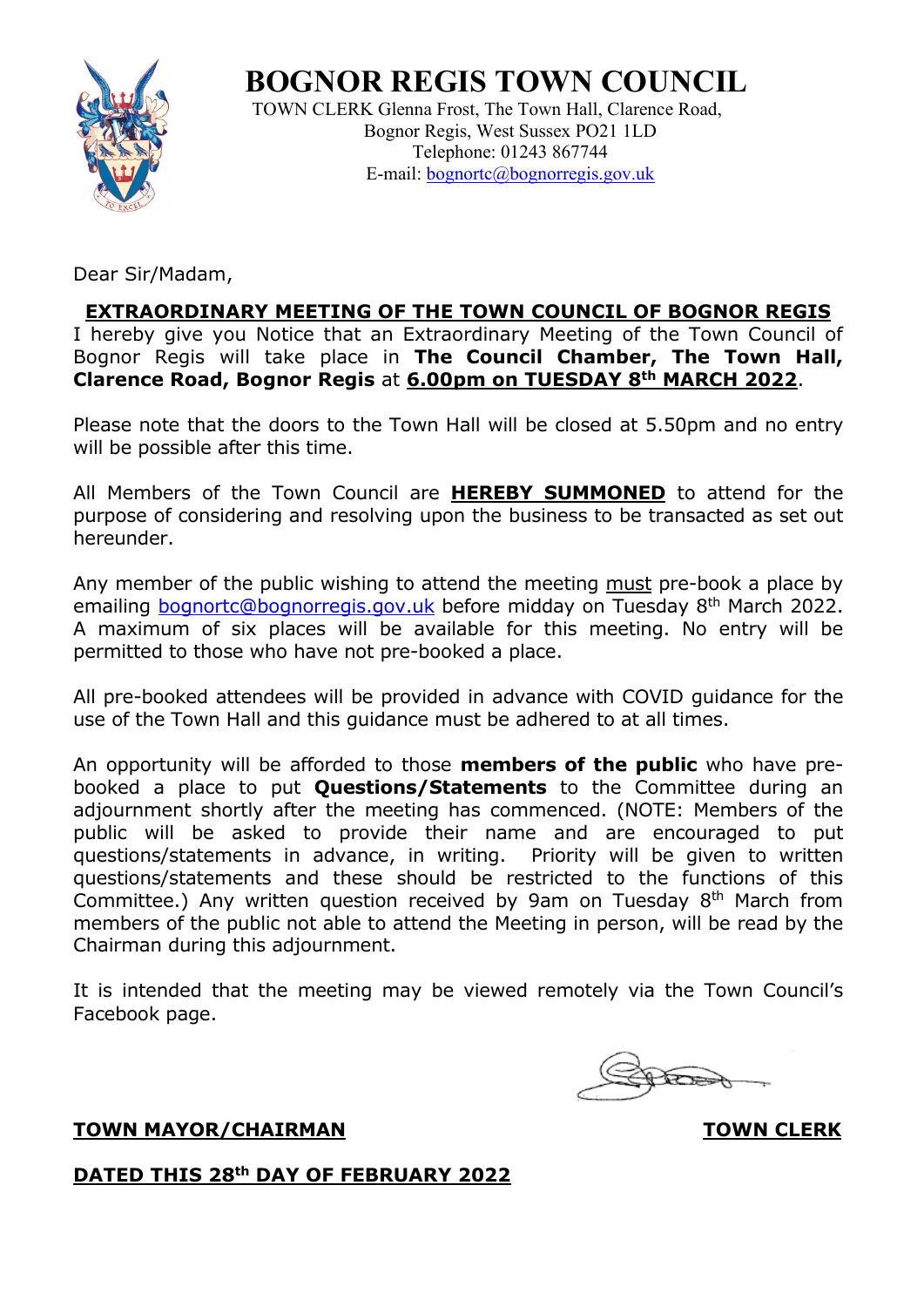# BOGNOR REGIS TOWN COUNCIL

TOWN CLERK Glenna Frost, The Town Hall, Clarence Road,
Bognor Regis, West Sussex PO21 1LD
Telephone: 01243 867744
E-mail: bognortc@bognorregis.gov.uk

Dear Sir/Madam,

**EXTRAORDINARY MEETING OF THE TOWN COUNCIL OF BOGNOR REGIS**

I hereby give you Notice that an Extraordinary Meeting of the Town Council of Bognor Regis will take place in **The Council Chamber, The Town Hall, Clarence Road, Bognor Regis** at **6.00pm on TUESDAY 8th MARCH 2022**.

Please note that the doors to the Town Hall will be closed at 5.50pm and no entry will be possible after this time.

All Members of the Town Council are **HEREBY SUMMONED** to attend for the purpose of considering and resolving upon the business to be transacted as set out hereunder.

Any member of the public wishing to attend the meeting must pre-book a place by emailing bognortc@bognorregis.gov.uk before midday on Tuesday 8th March 2022. A maximum of six places will be available for this meeting. No entry will be permitted to those who have not pre-booked a place.

All pre-booked attendees will be provided in advance with COVID guidance for the use of the Town Hall and this guidance must be adhered to at all times.

An opportunity will be afforded to those **members of the public** who have pre-booked a place to put **Questions/Statements** to the Committee during an adjournment shortly after the meeting has commenced. (NOTE: Members of the public will be asked to provide their name and are encouraged to put questions/statements in advance, in writing. Priority will be given to written questions/statements and these should be restricted to the functions of this Committee.) Any written question received by 9am on Tuesday 8th March from members of the public not able to attend the Meeting in person, will be read by the Chairman during this adjournment.

It is intended that the meeting may be viewed remotely via the Town Council's Facebook page.

**TOWN MAYOR/CHAIRMAN** **TOWN CLERK**

**DATED THIS 28th DAY OF FEBRUARY 2022**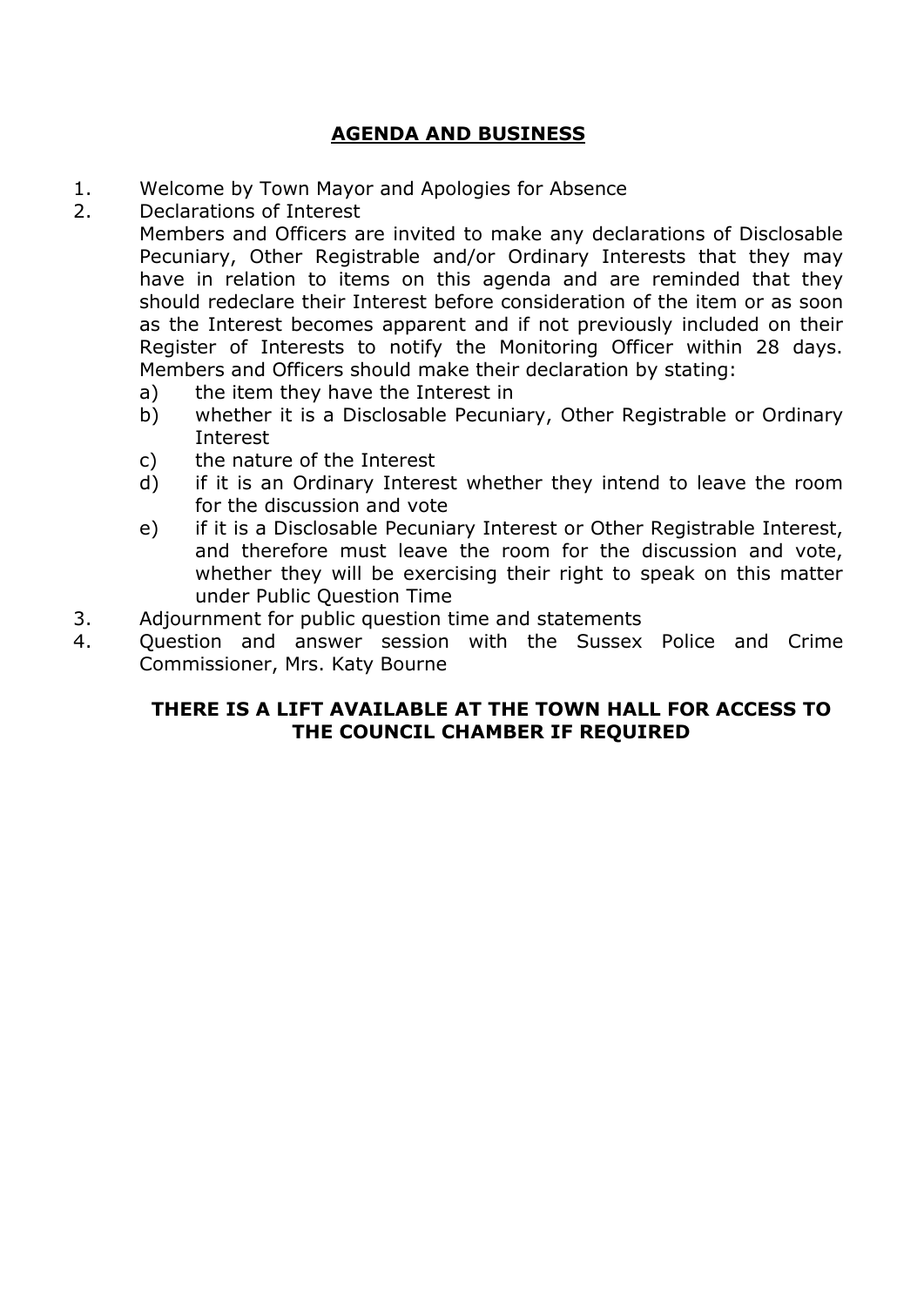## **AGENDA AND BUSINESS**

1. Welcome by Town Mayor and Apologies for Absence
2. Declarations of Interest

   Members and Officers are invited to make any declarations of Disclosable Pecuniary, Other Registrable and/or Ordinary Interests that they may have in relation to items on this agenda and are reminded that they should redeclare their Interest before consideration of the item or as soon as the Interest becomes apparent and if not previously included on their Register of Interests to notify the Monitoring Officer within 28 days. Members and Officers should make their declaration by stating:

   a) the item they have the Interest in
   b) whether it is a Disclosable Pecuniary, Other Registrable or Ordinary Interest
   c) the nature of the Interest
   d) if it is an Ordinary Interest whether they intend to leave the room for the discussion and vote
   e) if it is a Disclosable Pecuniary Interest or Other Registrable Interest, and therefore must leave the room for the discussion and vote, whether they will be exercising their right to speak on this matter under Public Question Time
3. Adjournment for public question time and statements
4. Question and answer session with the Sussex Police and Crime Commissioner, Mrs. Katy Bourne

**THERE IS A LIFT AVAILABLE AT THE TOWN HALL FOR ACCESS TO THE COUNCIL CHAMBER IF REQUIRED**